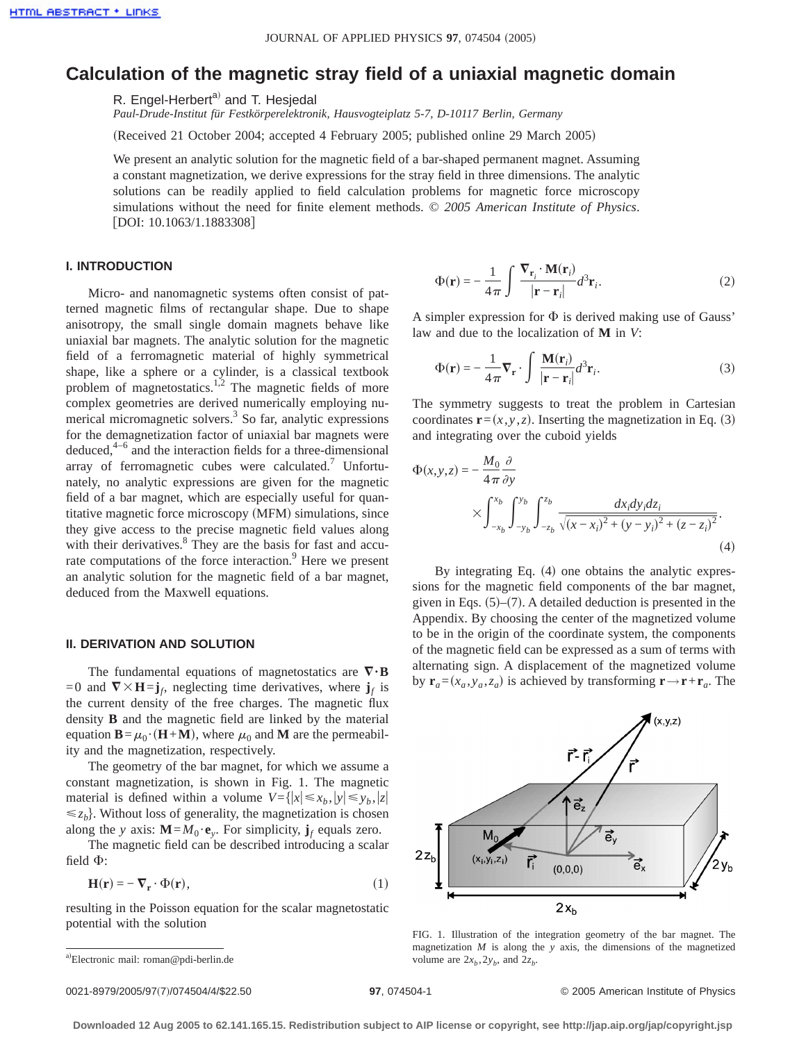# Calculation of the magnetic stray field of a uniaxial magnetic domain

R. Engel-Herbert[a] and T. Hesjedal

*Paul-Drude-Institut für Festkörperelektronik, Hausvogteiplatz 5-7, D-10117 Berlin, Germany*

(Received 21 October 2004; accepted 4 February 2005; published online 29 March 2005)

We present an analytic solution for the magnetic field of a bar-shaped permanent magnet. Assuming a constant magnetization, we derive expressions for the stray field in three dimensions. The analytic solutions can be readily applied to field calculation problems for magnetic force microscopy simulations without the need for finite element methods. © *2005 American Institute of Physics*. [DOI: 10.1063/1.1883308]

## I. INTRODUCTION

Micro- and nanomagnetic systems often consist of patterned magnetic films of rectangular shape. Due to shape anisotropy, the small single domain magnets behave like uniaxial bar magnets. The analytic solution for the magnetic field of a ferromagnetic material of highly symmetrical shape, like a sphere or a cylinder, is a classical textbook problem of magnetostatics.[1,2] The magnetic fields of more complex geometries are derived numerically employing numerical micromagnetic solvers.[3] So far, analytic expressions for the demagnetization factor of uniaxial bar magnets were deduced,[4–6] and the interaction fields for a three-dimensional array of ferromagnetic cubes were calculated.[7] Unfortunately, no analytic expressions are given for the magnetic field of a bar magnet, which are especially useful for quantitative magnetic force microscopy (MFM) simulations, since they give access to the precise magnetic field values along with their derivatives.[8] They are the basis for fast and accurate computations of the force interaction.[9] Here we present an analytic solution for the magnetic field of a bar magnet, deduced from the Maxwell equations.

## II. DERIVATION AND SOLUTION

The fundamental equations of magnetostatics are $\nabla \cdot \mathbf{B} = 0$ and $\nabla \times \mathbf{H} = \mathbf{j}_f$, neglecting time derivatives, where $\mathbf{j}_f$ is the current density of the free charges. The magnetic flux density $\mathbf{B}$ and the magnetic field are linked by the material equation $\mathbf{B} = \mu_0 \cdot (\mathbf{H} + \mathbf{M})$, where $\mu_0$ and $\mathbf{M}$ are the permeability and the magnetization, respectively.

The geometry of the bar magnet, for which we assume a constant magnetization, is shown in Fig. 1. The magnetic material is defined within a volume $V = \{|x| \leq x_b, |y| \leq y_b, |z| \leq z_b\}$. Without loss of generality, the magnetization is chosen along the $y$ axis: $\mathbf{M} = M_0 \cdot \mathbf{e}_y$. For simplicity, $\mathbf{j}_f$ equals zero.

The magnetic field can be described introducing a scalar field $\Phi$:

$$\mathbf{H}(\mathbf{r}) = -\nabla_{\mathbf{r}} \cdot \Phi(\mathbf{r}), \tag{1}$$

resulting in the Poisson equation for the scalar magnetostatic potential with the solution

$$\Phi(\mathbf{r}) = -\frac{1}{4\pi} \int \frac{\nabla_{\mathbf{r}_i} \cdot \mathbf{M}(\mathbf{r}_i)}{|\mathbf{r} - \mathbf{r}_i|} d^3\mathbf{r}_i. \tag{2}$$

A simpler expression for $\Phi$ is derived making use of Gauss' law and due to the localization of $\mathbf{M}$ in $V$:

$$\Phi(\mathbf{r}) = -\frac{1}{4\pi} \nabla_{\mathbf{r}} \cdot \int \frac{\mathbf{M}(\mathbf{r}_i)}{|\mathbf{r} - \mathbf{r}_i|} d^3\mathbf{r}_i. \tag{3}$$

The symmetry suggests to treat the problem in Cartesian coordinates $\mathbf{r} = (x, y, z)$. Inserting the magnetization in Eq. (3) and integrating over the cuboid yields

$$\Phi(x,y,z) = -\frac{M_0}{4\pi} \frac{\partial}{\partial y} \times \int_{-x_b}^{x_b} \int_{-y_b}^{y_b} \int_{-z_b}^{z_b} \frac{dx_i dy_i dz_i}{\sqrt{(x-x_i)^2 + (y-y_i)^2 + (z-z_i)^2}}. \tag{4}$$

By integrating Eq. (4) one obtains the analytic expressions for the magnetic field components of the bar magnet, given in Eqs. (5)–(7). A detailed deduction is presented in the Appendix. By choosing the center of the magnetized volume to be in the origin of the coordinate system, the components of the magnetic field can be expressed as a sum of terms with alternating sign. A displacement of the magnetized volume by $\mathbf{r}_a = (x_a, y_a, z_a)$ is achieved by transforming $\mathbf{r} \rightarrow \mathbf{r} + \mathbf{r}_a$. The

FIG. 1. Illustration of the integration geometry of the bar magnet. The magnetization $M$ is along the $y$ axis, the dimensions of the magnetized volume are $2x_b, 2y_b$, and $2z_b$.

[a]Electronic mail: roman@pdi-berlin.de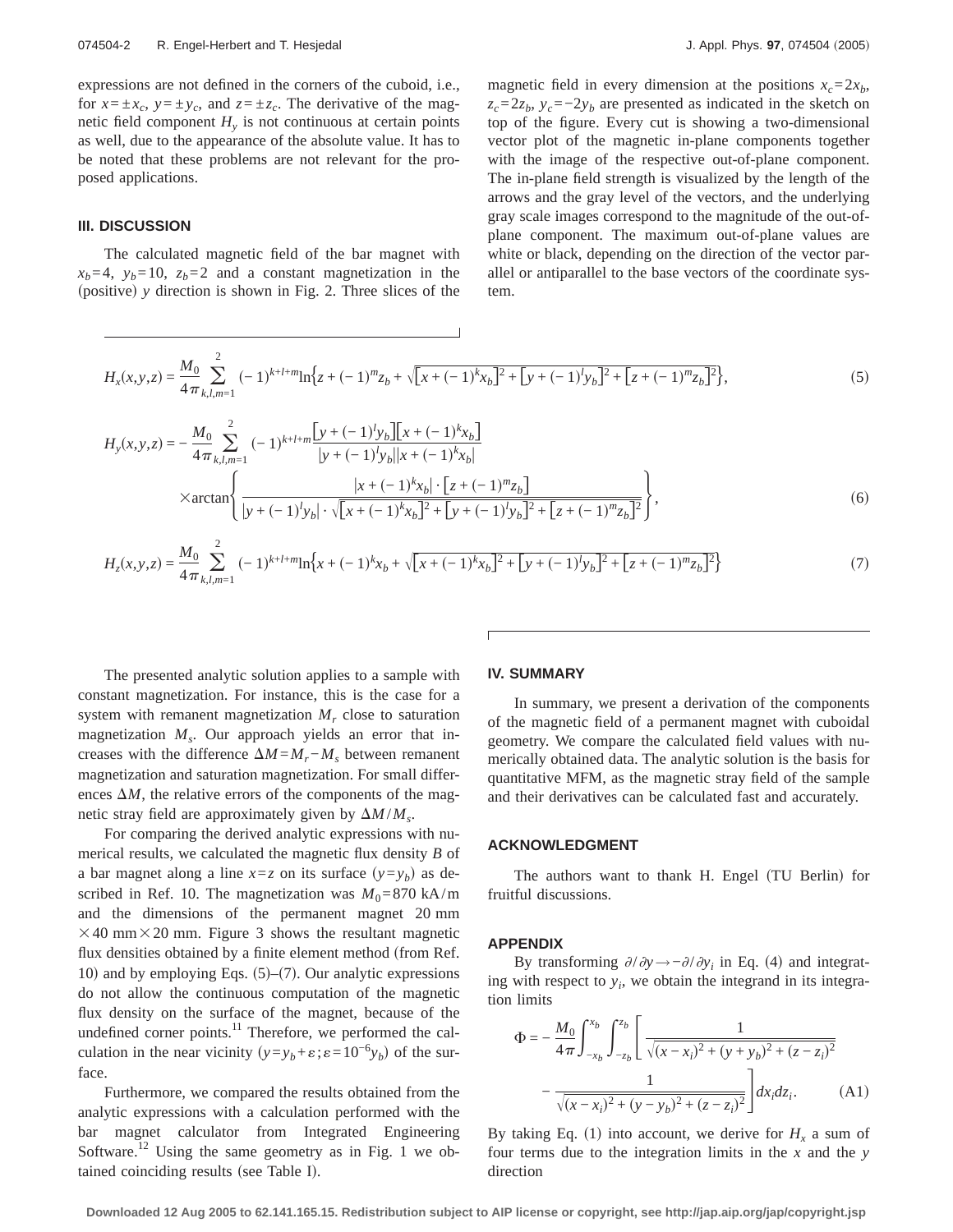expressions are not defined in the corners of the cuboid, i.e., for $x=\pm x_c$, $y=\pm y_c$, and $z=\pm z_c$. The derivative of the magnetic field component $H_y$ is not continuous at certain points as well, due to the appearance of the absolute value. It has to be noted that these problems are not relevant for the proposed applications.

## III. DISCUSSION

The calculated magnetic field of the bar magnet with $x_b=4$, $y_b=10$, $z_b=2$ and a constant magnetization in the (positive) $y$ direction is shown in Fig. 2. Three slices of the magnetic field in every dimension at the positions $x_c=2x_b$, $z_c=2z_b$, $y_c=-2y_b$ are presented as indicated in the sketch on top of the figure. Every cut is showing a two-dimensional vector plot of the magnetic in-plane components together with the image of the respective out-of-plane component. The in-plane field strength is visualized by the length of the arrows and the gray level of the vectors, and the underlying gray scale images correspond to the magnitude of the out-of-plane component. The maximum out-of-plane values are white or black, depending on the direction of the vector parallel or antiparallel to the base vectors of the coordinate system.

$$H_x(x,y,z) = \frac{M_0}{4\pi}\sum_{k,l,m=1}^{2}(-1)^{k+l+m}\ln\left\{z+(-1)^m z_b+\sqrt{[x+(-1)^k x_b]^2+[y+(-1)^l y_b]^2+[z+(-1)^m z_b]^2}\right\}, \tag{5}$$

$$H_y(x,y,z) = -\frac{M_0}{4\pi}\sum_{k,l,m=1}^{2}(-1)^{k+l+m}\frac{[y+(-1)^l y_b][x+(-1)^k x_b]}{|y+(-1)^l y_b||x+(-1)^k x_b|} \times\arctan\left\{\frac{|x+(-1)^k x_b|\cdot[z+(-1)^m z_b]}{|y+(-1)^l y_b|\cdot\sqrt{[x+(-1)^k x_b]^2+[y+(-1)^l y_b]^2+[z+(-1)^m z_b]^2}}\right\}, \tag{6}$$

$$H_z(x,y,z) = \frac{M_0}{4\pi}\sum_{k,l,m=1}^{2}(-1)^{k+l+m}\ln\left\{x+(-1)^k x_b+\sqrt{[x+(-1)^k x_b]^2+[y+(-1)^l y_b]^2+[z+(-1)^m z_b]^2}\right\} \tag{7}$$

The presented analytic solution applies to a sample with constant magnetization. For instance, this is the case for a system with remanent magnetization $M_r$ close to saturation magnetization $M_s$. Our approach yields an error that increases with the difference $\Delta M=M_r-M_s$ between remanent magnetization and saturation magnetization. For small differences $\Delta M$, the relative errors of the components of the magnetic stray field are approximately given by $\Delta M/M_s$.

For comparing the derived analytic expressions with numerical results, we calculated the magnetic flux density $B$ of a bar magnet along a line $x=z$ on its surface $(y=y_b)$ as described in Ref. 10. The magnetization was $M_0=870$ kA/m and the dimensions of the permanent magnet 20 mm $\times$ 40 mm $\times$ 20 mm. Figure 3 shows the resultant magnetic flux densities obtained by a finite element method (from Ref. 10) and by employing Eqs. (5)–(7). Our analytic expressions do not allow the continuous computation of the magnetic flux density on the surface of the magnet, because of the undefined corner points.[11] Therefore, we performed the calculation in the near vicinity $(y=y_b+\varepsilon;\varepsilon=10^{-6}y_b)$ of the surface.

Furthermore, we compared the results obtained from the analytic expressions with a calculation performed with the bar magnet calculator from Integrated Engineering Software.[12] Using the same geometry as in Fig. 1 we obtained coinciding results (see Table I).

## IV. SUMMARY

In summary, we present a derivation of the components of the magnetic field of a permanent magnet with cuboidal geometry. We compare the calculated field values with numerically obtained data. The analytic solution is the basis for quantitative MFM, as the magnetic stray field of the sample and their derivatives can be calculated fast and accurately.

## ACKNOWLEDGMENT

The authors want to thank H. Engel (TU Berlin) for fruitful discussions.

## APPENDIX

By transforming $\partial/\partial y \rightarrow -\partial/\partial y_i$ in Eq. (4) and integrating with respect to $y_i$, we obtain the integrand in its integration limits

$$\Phi = -\frac{M_0}{4\pi}\int_{-x_b}^{x_b}\int_{-z_b}^{z_b}\left[\frac{1}{\sqrt{(x-x_i)^2+(y+y_b)^2+(z-z_i)^2}} - \frac{1}{\sqrt{(x-x_i)^2+(y-y_b)^2+(z-z_i)^2}}\right]dx_i dz_i. \tag{A1}$$

By taking Eq. (1) into account, we derive for $H_x$ a sum of four terms due to the integration limits in the $x$ and the $y$ direction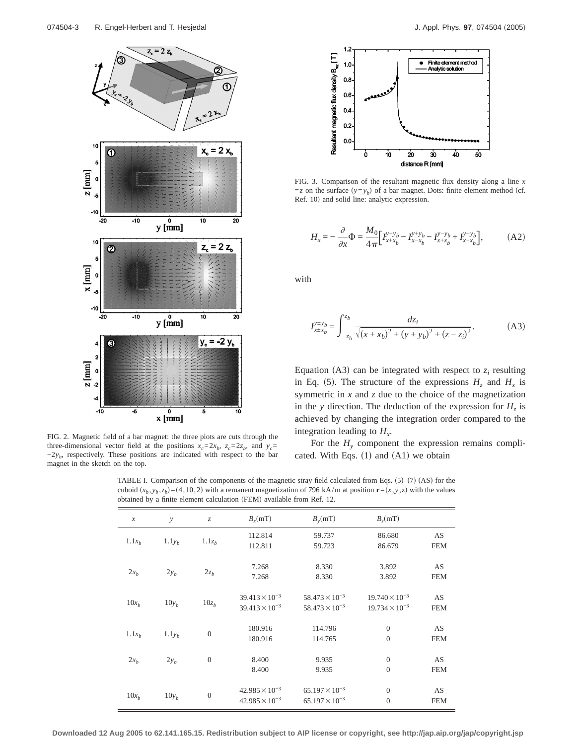FIG. 2. Magnetic field of a bar magnet: the three plots are cuts through the three-dimensional vector field at the positions $x_c=2x_b$, $z_c=2z_b$, and $y_c=-2y_b$, respectively. These positions are indicated with respect to the bar magnet in the sketch on the top.

FIG. 3. Comparison of the resultant magnetic flux density along a line $x=z$ on the surface $(y=y_b)$ of a bar magnet. Dots: finite element method (cf. Ref. 10) and solid line: analytic expression.

$$H_x = -\frac{\partial}{\partial x}\Phi = \frac{M_0}{4\pi}\left[I_{x+x_b}^{y+y_b} - I_{x-x_b}^{y+y_b} - I_{x+x_b}^{y-y_b} + I_{x-x_b}^{y-y_b}\right], \qquad \text{(A2)}$$

with

$$I_{x\pm x_b}^{y\pm y_b} = \int_{-z_b}^{z_b} \frac{dz_i}{\sqrt{(x\pm x_b)^2 + (y\pm y_b)^2 + (z-z_i)^2}}. \qquad \text{(A3)}$$

Equation (A3) can be integrated with respect to $z_i$ resulting in Eq. (5). The structure of the expressions $H_z$ and $H_x$ is symmetric in $x$ and $z$ due to the choice of the magnetization in the $y$ direction. The deduction of the expression for $H_z$ is achieved by changing the integration order compared to the integration leading to $H_x$.

For the $H_y$ component the expression remains complicated. With Eqs. (1) and (A1) we obtain

TABLE I. Comparison of the components of the magnetic stray field calculated from Eqs. (5)–(7) (AS) for the cuboid $(x_b, y_b, z_b)=(4,10,2)$ with a remanent magnetization of 796 kA/m at position $\mathbf{r}=(x,y,z)$ with the values obtained by a finite element calculation (FEM) available from Ref. 12.

| $x$ | $y$ | $z$ | $B_x$(mT) | $B_y$(mT) | $B_z$(mT) | |
|---|---|---|---|---|---|---|
| $1.1x_b$ | $1.1y_b$ | $1.1z_b$ | 112.814 | 59.737 | 86.680 | AS |
| | | | 112.811 | 59.723 | 86.679 | FEM |
| $2x_b$ | $2y_b$ | $2z_b$ | 7.268 | 8.330 | 3.892 | AS |
| | | | 7.268 | 8.330 | 3.892 | FEM |
| $10x_b$ | $10y_b$ | $10z_b$ | $39.413\times10^{-3}$ | $58.473\times10^{-3}$ | $19.740\times10^{-3}$ | AS |
| | | | $39.413\times10^{-3}$ | $58.473\times10^{-3}$ | $19.734\times10^{-3}$ | FEM |
| $1.1x_b$ | $1.1y_b$ | 0 | 180.916 | 114.796 | 0 | AS |
| | | | 180.916 | 114.765 | 0 | FEM |
| $2x_b$ | $2y_b$ | 0 | 8.400 | 9.935 | 0 | AS |
| | | | 8.400 | 9.935 | 0 | FEM |
| $10x_b$ | $10y_b$ | 0 | $42.985\times10^{-3}$ | $65.197\times10^{-3}$ | 0 | AS |
| | | | $42.985\times10^{-3}$ | $65.197\times10^{-3}$ | 0 | FEM |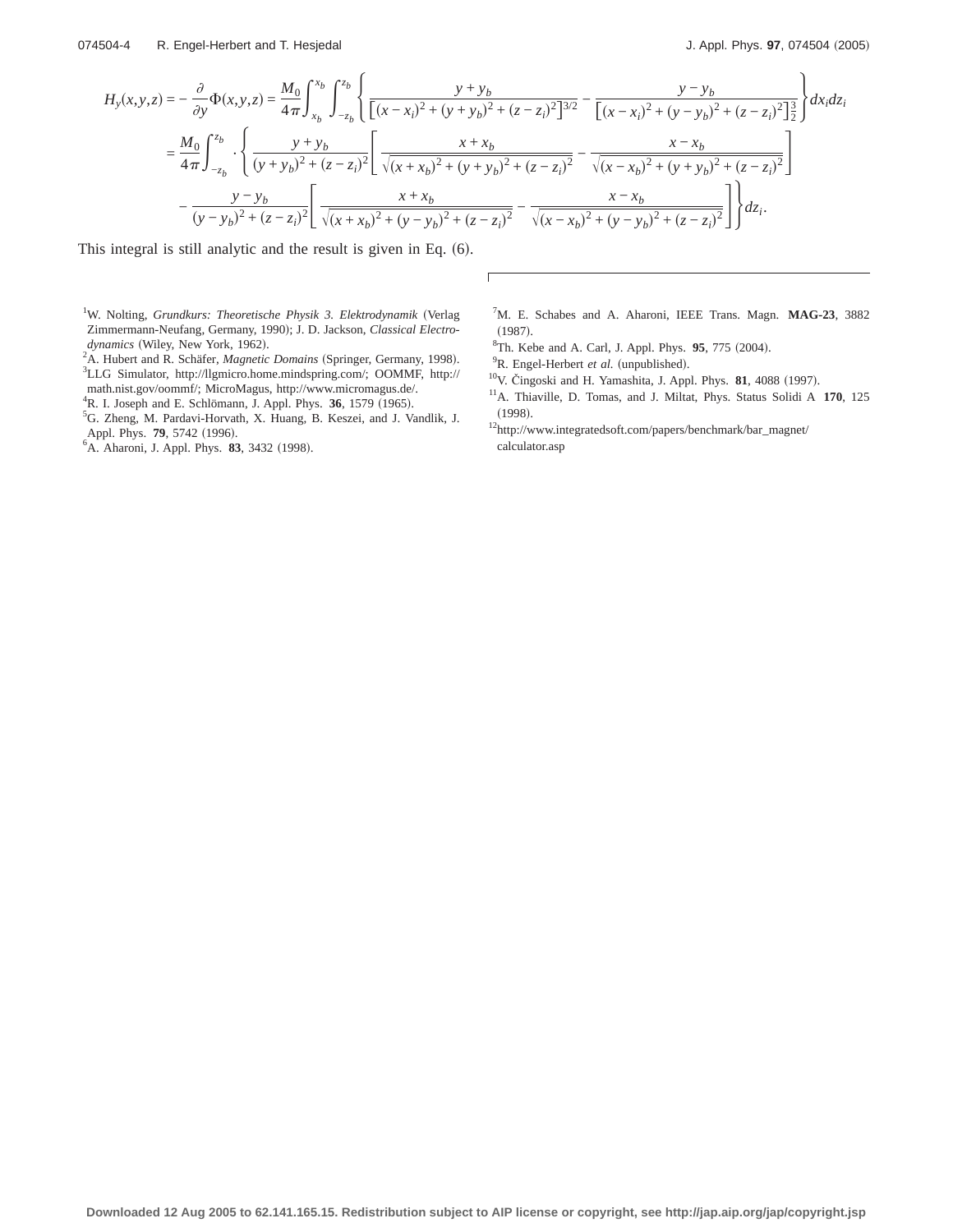$$
\begin{aligned}
H_y(x,y,z) &= -\frac{\partial}{\partial y}\Phi(x,y,z) = \frac{M_0}{4\pi}\int_{x_b}^{x_b}\int_{-z_b}^{z_b}\left\{\frac{y+y_b}{\left[(x-x_i)^2+(y+y_b)^2+(z-z_i)^2\right]^{3/2}} - \frac{y-y_b}{\left[(x-x_i)^2+(y-y_b)^2+(z-z_i)^2\right]^{\frac{3}{2}}}\right\}dx_i dz_i \\
&= \frac{M_0}{4\pi}\int_{-z_b}^{z_b}\cdot\left\{\frac{y+y_b}{(y+y_b)^2+(z-z_i)^2}\left[\frac{x+x_b}{\sqrt{(x+x_b)^2+(y+y_b)^2+(z-z_i)^2}} - \frac{x-x_b}{\sqrt{(x-x_b)^2+(y+y_b)^2+(z-z_i)^2}}\right]\right. \\
&\quad \left. - \frac{y-y_b}{(y-y_b)^2+(z-z_i)^2}\left[\frac{x+x_b}{\sqrt{(x+x_b)^2+(y-y_b)^2+(z-z_i)^2}} - \frac{x-x_b}{\sqrt{(x-x_b)^2+(y-y_b)^2+(z-z_i)^2}}\right]\right\}dz_i.
\end{aligned}
$$

This integral is still analytic and the result is given in Eq. (6).

---

[1] W. Nolting, *Grundkurs: Theoretische Physik 3. Elektrodynamik* (Verlag Zimmermann-Neufang, Germany, 1990); J. D. Jackson, *Classical Electrodynamics* (Wiley, New York, 1962).

[2] A. Hubert and R. Schäfer, *Magnetic Domains* (Springer, Germany, 1998).

[3] LLG Simulator, http://llgmicro.home.mindspring.com/; OOMMF, http://math.nist.gov/oommf/; MicroMagus, http://www.micromagus.de/.

[4] R. I. Joseph and E. Schlömann, J. Appl. Phys. **36**, 1579 (1965).

[5] G. Zheng, M. Pardavi-Horvath, X. Huang, B. Keszei, and J. Vandlik, J. Appl. Phys. **79**, 5742 (1996).

[6] A. Aharoni, J. Appl. Phys. **83**, 3432 (1998).

[7] M. E. Schabes and A. Aharoni, IEEE Trans. Magn. **MAG-23**, 3882 (1987).

[8] Th. Kebe and A. Carl, J. Appl. Phys. **95**, 775 (2004).

[9] R. Engel-Herbert *et al.* (unpublished).

[10] V. Čingoski and H. Yamashita, J. Appl. Phys. **81**, 4088 (1997).

[11] A. Thiaville, D. Tomas, and J. Miltat, Phys. Status Solidi A **170**, 125 (1998).

[12] http://www.integratedsoft.com/papers/benchmark/bar_magnet/calculator.asp